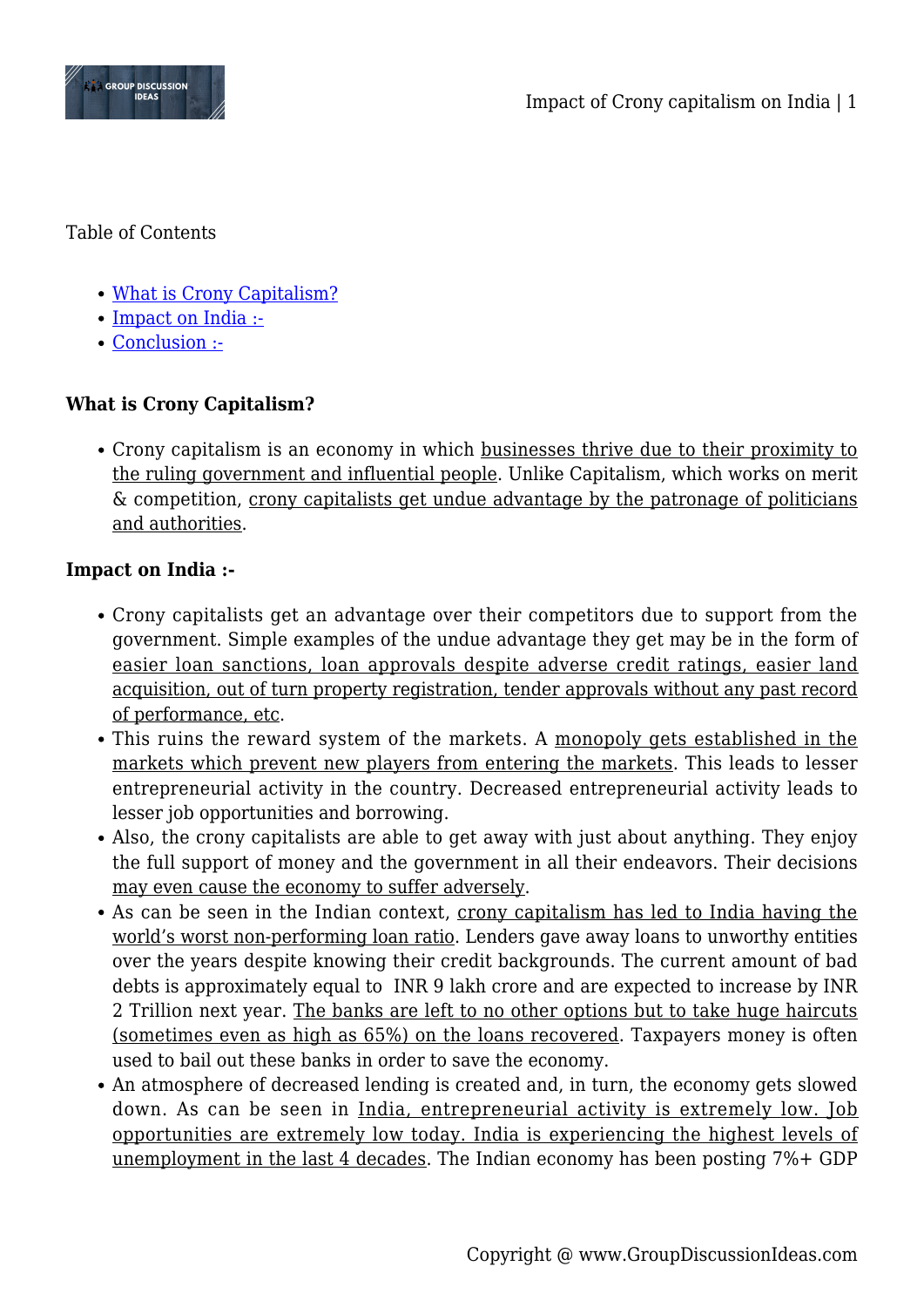Table of Contents

- What is Crony Capitalism?
- Impact on India :-
- Conclusion :-

**What is Crony Capitalism?**

- Crony capitalism is an economy in which businesses thrive due to their proximity to the ruling government and influential people. Unlike Capitalism, which works on merit & competition, crony capitalists get undue advantage by the patronage of politicians and authorities.

**Impact on India :-**

- Crony capitalists get an advantage over their competitors due to support from the government. Simple examples of the undue advantage they get may be in the form of easier loan sanctions, loan approvals despite adverse credit ratings, easier land acquisition, out of turn property registration, tender approvals without any past record of performance, etc.
- This ruins the reward system of the markets. A monopoly gets established in the markets which prevent new players from entering the markets. This leads to lesser entrepreneurial activity in the country. Decreased entrepreneurial activity leads to lesser job opportunities and borrowing.
- Also, the crony capitalists are able to get away with just about anything. They enjoy the full support of money and the government in all their endeavors. Their decisions may even cause the economy to suffer adversely.
- As can be seen in the Indian context, crony capitalism has led to India having the world's worst non-performing loan ratio. Lenders gave away loans to unworthy entities over the years despite knowing their credit backgrounds. The current amount of bad debts is approximately equal to INR 9 lakh crore and are expected to increase by INR 2 Trillion next year. The banks are left to no other options but to take huge haircuts (sometimes even as high as 65%) on the loans recovered. Taxpayers money is often used to bail out these banks in order to save the economy.
- An atmosphere of decreased lending is created and, in turn, the economy gets slowed down. As can be seen in India, entrepreneurial activity is extremely low. Job opportunities are extremely low today. India is experiencing the highest levels of unemployment in the last 4 decades. The Indian economy has been posting 7%+ GDP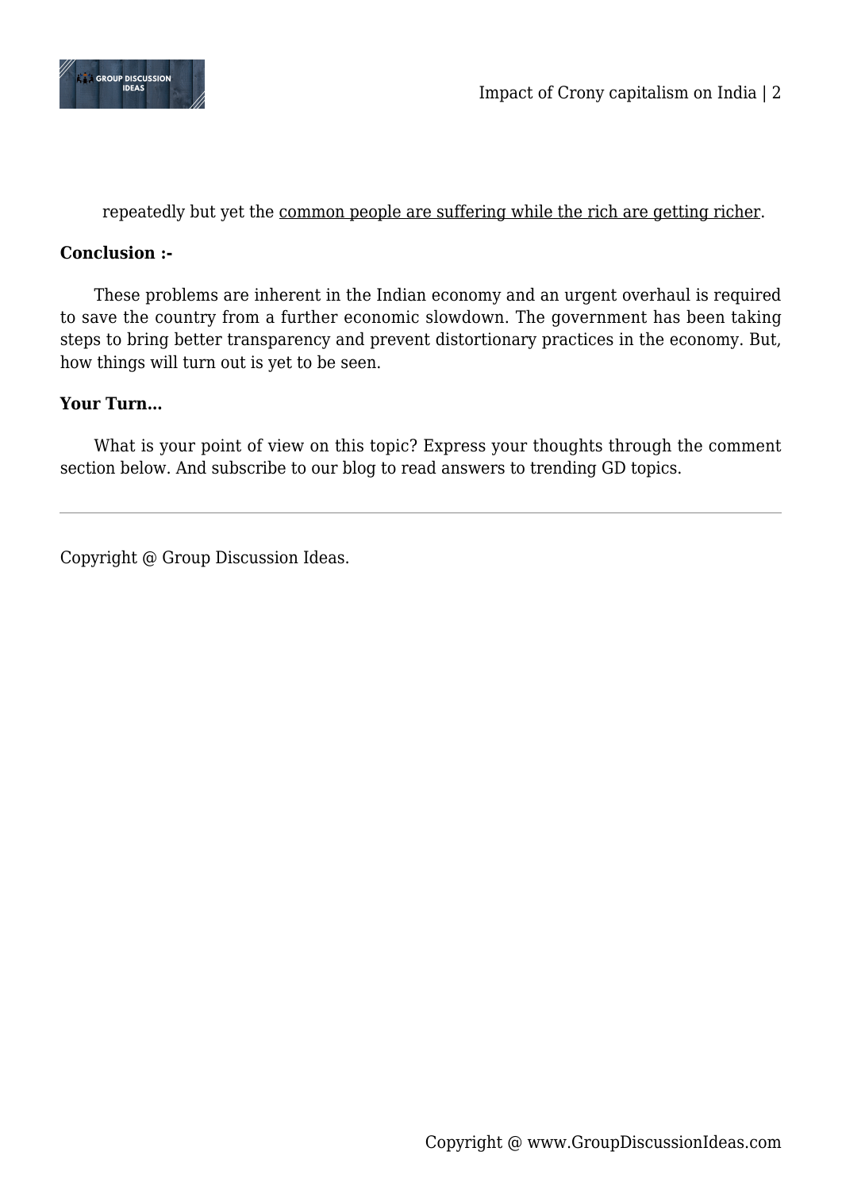repeatedly but yet the common people are suffering while the rich are getting richer.

**Conclusion :-**

These problems are inherent in the Indian economy and an urgent overhaul is required to save the country from a further economic slowdown. The government has been taking steps to bring better transparency and prevent distortionary practices in the economy. But, how things will turn out is yet to be seen.

**Your Turn…**

What is your point of view on this topic? Express your thoughts through the comment section below. And subscribe to our blog to read answers to trending GD topics.

---

Copyright @ Group Discussion Ideas.